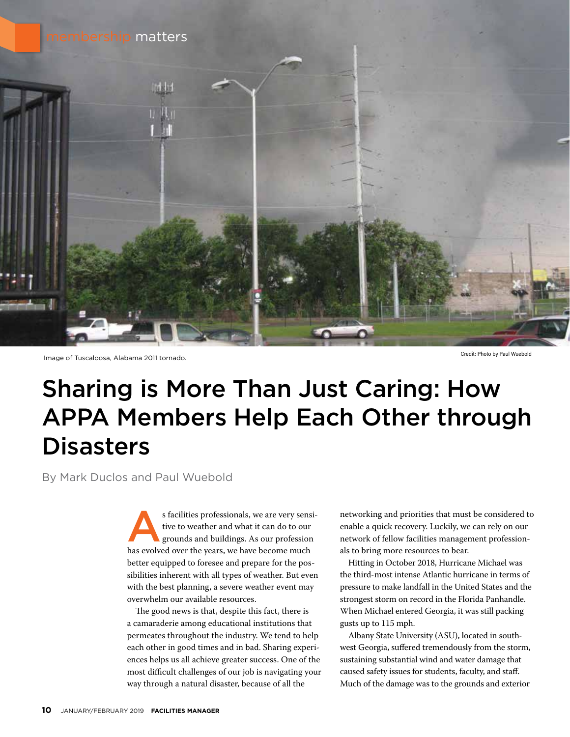membership matters

Image of Tuscaloosa, Alabama 2011 tornado.

Credit: Photo by Paul Wuebold

# Sharing is More Than Just Caring: How APPA Members Help Each Other through Disasters

By Mark Duclos and Paul Wuebold

As facilities professionals, we are very sensitive to weather and what it can do to our grounds and buildings. As our profession has evolved over the years, we have become much better equipped to foresee and prepare for the possibilities inherent with all types of weather. But even with the best planning, a severe weather event may overwhelm our available resources.

The good news is that, despite this fact, there is a camaraderie among educational institutions that permeates throughout the industry. We tend to help each other in good times and in bad. Sharing experiences helps us all achieve greater success. One of the most difficult challenges of our job is navigating your way through a natural disaster, because of all the networking and priorities that must be considered to enable a quick recovery. Luckily, we can rely on our network of fellow facilities management professionals to bring more resources to bear.

Hitting in October 2018, Hurricane Michael was the third-most intense Atlantic hurricane in terms of pressure to make landfall in the United States and the strongest storm on record in the Florida Panhandle. When Michael entered Georgia, it was still packing gusts up to 115 mph.

Albany State University (ASU), located in southwest Georgia, suffered tremendously from the storm, sustaining substantial wind and water damage that caused safety issues for students, faculty, and staff. Much of the damage was to the grounds and exterior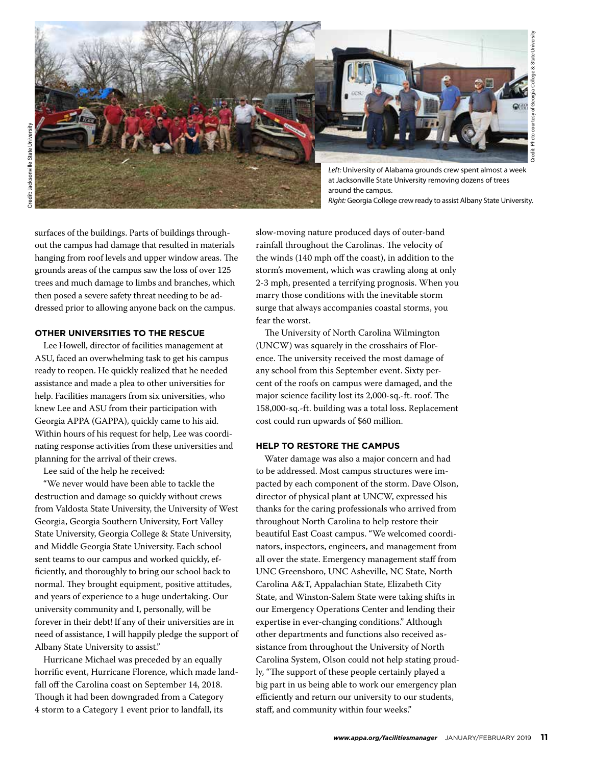Left: *University of Alabama grounds crew spent almost a week at Jacksonville State University removing dozens of trees around the campus.*
*Right:* Georgia College crew ready to assist Albany State University.

surfaces of the buildings. Parts of buildings throughout the campus had damage that resulted in materials hanging from roof levels and upper window areas. The grounds areas of the campus saw the loss of over 125 trees and much damage to limbs and branches, which then posed a severe safety threat needing to be addressed prior to allowing anyone back on the campus.

**OTHER UNIVERSITIES TO THE RESCUE**

Lee Howell, director of facilities management at ASU, faced an overwhelming task to get his campus ready to reopen. He quickly realized that he needed assistance and made a plea to other universities for help. Facilities managers from six universities, who knew Lee and ASU from their participation with Georgia APPA (GAPPA), quickly came to his aid. Within hours of his request for help, Lee was coordinating response activities from these universities and planning for the arrival of their crews.

Lee said of the help he received:

"We never would have been able to tackle the destruction and damage so quickly without crews from Valdosta State University, the University of West Georgia, Georgia Southern University, Fort Valley State University, Georgia College & State University, and Middle Georgia State University. Each school sent teams to our campus and worked quickly, efficiently, and thoroughly to bring our school back to normal. They brought equipment, positive attitudes, and years of experience to a huge undertaking. Our university community and I, personally, will be forever in their debt! If any of their universities are in need of assistance, I will happily pledge the support of Albany State University to assist."

Hurricane Michael was preceded by an equally horrific event, Hurricane Florence, which made landfall off the Carolina coast on September 14, 2018. Though it had been downgraded from a Category 4 storm to a Category 1 event prior to landfall, its slow-moving nature produced days of outer-band rainfall throughout the Carolinas. The velocity of the winds (140 mph off the coast), in addition to the storm's movement, which was crawling along at only 2-3 mph, presented a terrifying prognosis. When you marry those conditions with the inevitable storm surge that always accompanies coastal storms, you fear the worst.

The University of North Carolina Wilmington (UNCW) was squarely in the crosshairs of Florence. The university received the most damage of any school from this September event. Sixty percent of the roofs on campus were damaged, and the major science facility lost its 2,000-sq.-ft. roof. The 158,000-sq.-ft. building was a total loss. Replacement cost could run upwards of $60 million.

**HELP TO RESTORE THE CAMPUS**

Water damage was also a major concern and had to be addressed. Most campus structures were impacted by each component of the storm. Dave Olson, director of physical plant at UNCW, expressed his thanks for the caring professionals who arrived from throughout North Carolina to help restore their beautiful East Coast campus. "We welcomed coordinators, inspectors, engineers, and management from all over the state. Emergency management staff from UNC Greensboro, UNC Asheville, NC State, North Carolina A&T, Appalachian State, Elizabeth City State, and Winston-Salem State were taking shifts in our Emergency Operations Center and lending their expertise in ever-changing conditions." Although other departments and functions also received assistance from throughout the University of North Carolina System, Olson could not help stating proudly, "The support of these people certainly played a big part in us being able to work our emergency plan efficiently and return our university to our students, staff, and community within four weeks."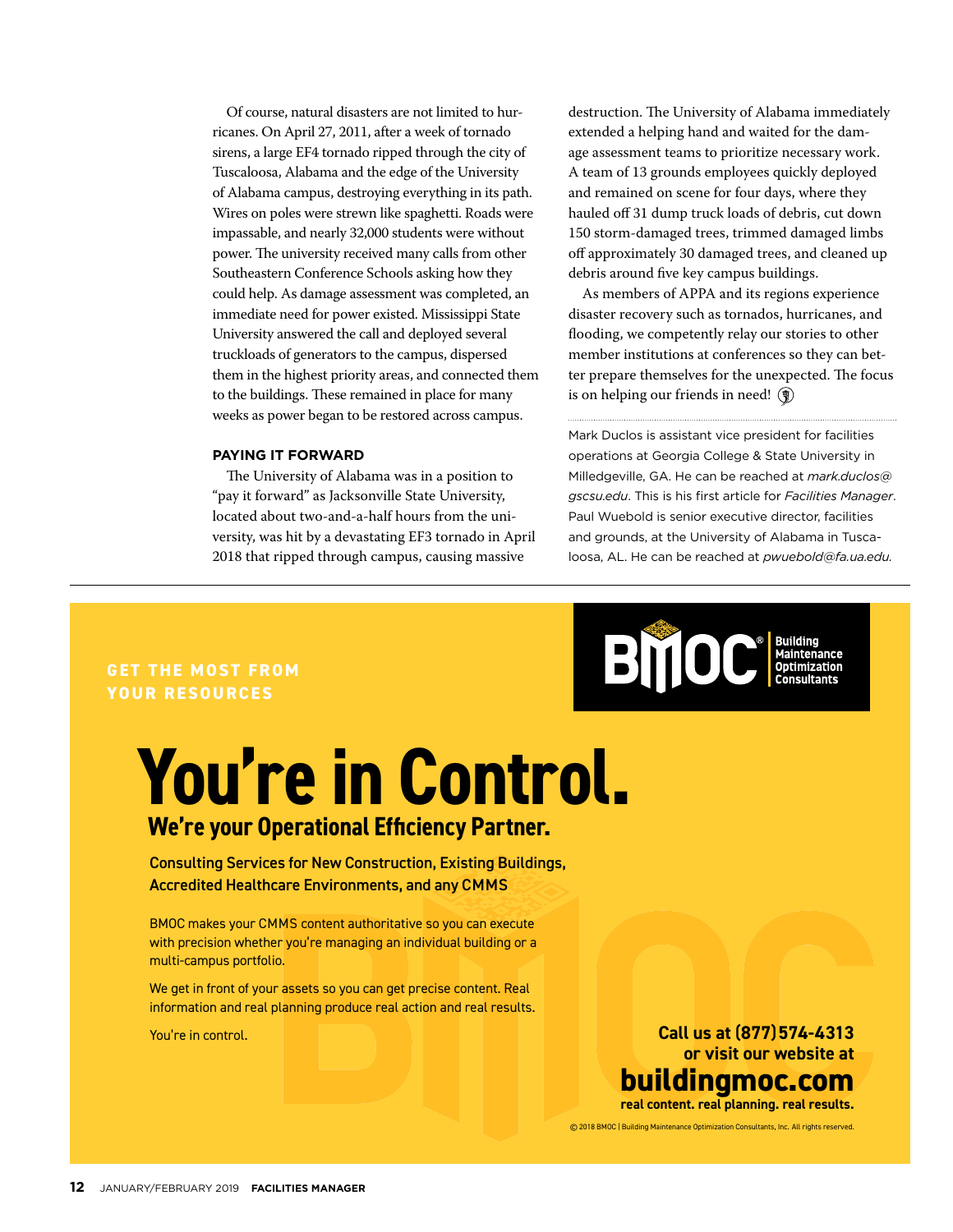Of course, natural disasters are not limited to hurricanes. On April 27, 2011, after a week of tornado sirens, a large EF4 tornado ripped through the city of Tuscaloosa, Alabama and the edge of the University of Alabama campus, destroying everything in its path. Wires on poles were strewn like spaghetti. Roads were impassable, and nearly 32,000 students were without power. The university received many calls from other Southeastern Conference Schools asking how they could help. As damage assessment was completed, an immediate need for power existed. Mississippi State University answered the call and deployed several truckloads of generators to the campus, dispersed them in the highest priority areas, and connected them to the buildings. These remained in place for many weeks as power began to be restored across campus.

### PAYING IT FORWARD

The University of Alabama was in a position to "pay it forward" as Jacksonville State University, located about two-and-a-half hours from the university, was hit by a devastating EF3 tornado in April 2018 that ripped through campus, causing massive destruction. The University of Alabama immediately extended a helping hand and waited for the damage assessment teams to prioritize necessary work. A team of 13 grounds employees quickly deployed and remained on scene for four days, where they hauled off 31 dump truck loads of debris, cut down 150 storm-damaged trees, trimmed damaged limbs off approximately 30 damaged trees, and cleaned up debris around five key campus buildings.

As members of APPA and its regions experience disaster recovery such as tornados, hurricanes, and flooding, we competently relay our stories to other member institutions at conferences so they can better prepare themselves for the unexpected. The focus is on helping our friends in need!

Mark Duclos is assistant vice president for facilities operations at Georgia College & State University in Milledgeville, GA. He can be reached at *mark.duclos@gscsu.edu*. This is his first article for *Facilities Manager*. Paul Wuebold is senior executive director, facilities and grounds, at the University of Alabama in Tuscaloosa, AL. He can be reached at *pwuebold@fa.ua.edu.*

---

GET THE MOST FROM YOUR RESOURCES

BMOC® Building Maintenance Optimization Consultants

# You're in Control.

## We're your Operational Efficiency Partner.

**Consulting Services for New Construction, Existing Buildings, Accredited Healthcare Environments, and any CMMS**

BMOC makes your CMMS content authoritative so you can execute with precision whether you're managing an individual building or a multi-campus portfolio.

We get in front of your assets so you can get precise content. Real information and real planning produce real action and real results.

You're in control.

**Call us at (877)574-4313 or visit our website at**

**buildingmoc.com**

**real content. real planning. real results.**

© 2018 BMOC | Building Maintenance Optimization Consultants, Inc. All rights reserved.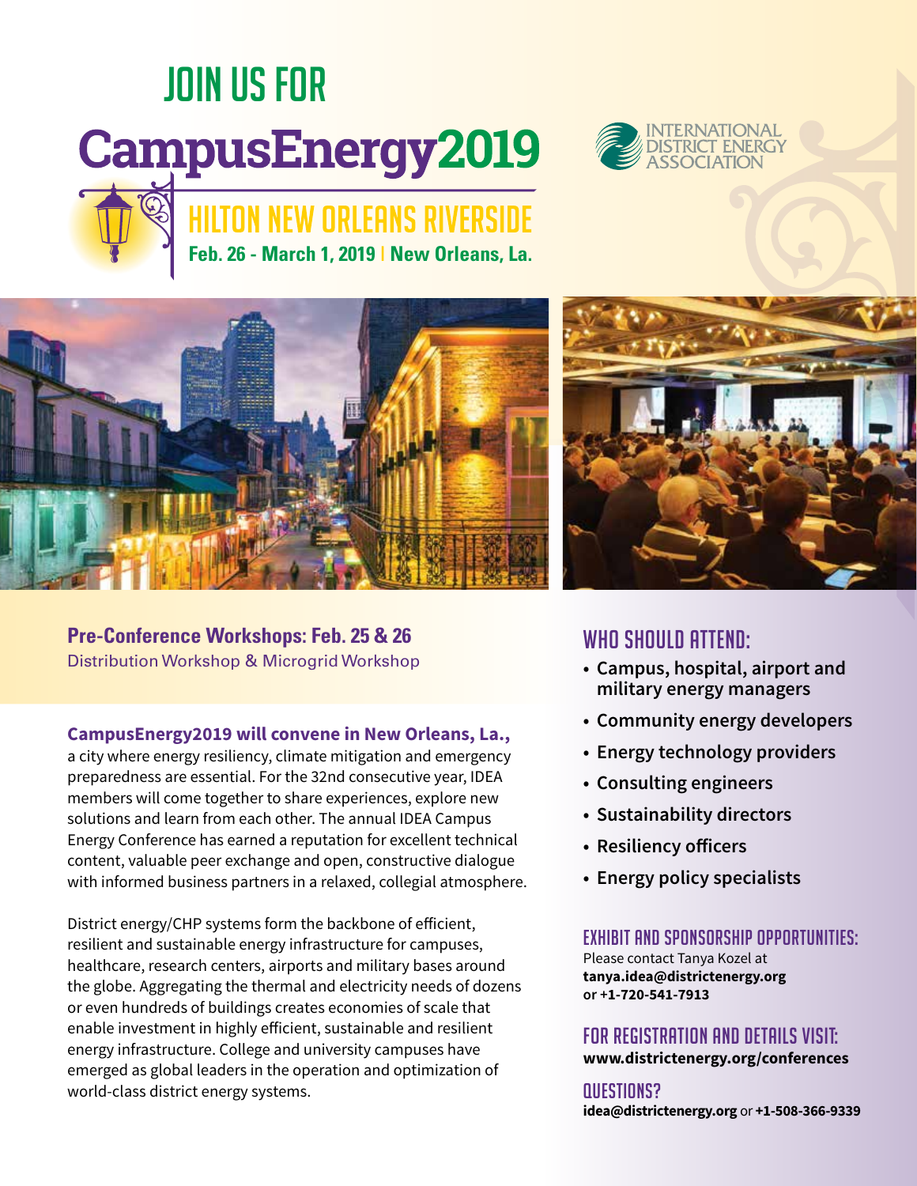# JOIN US FOR

# CampusEnergy2019

INTERNATIONAL DISTRICT ENERGY ASSOCIATION

## HILTON NEW ORLEANS RIVERSIDE

**Feb. 26 - March 1, 2019 | New Orleans, La.**

**Pre-Conference Workshops: Feb. 25 & 26**
Distribution Workshop & Microgrid Workshop

**CampusEnergy2019 will convene in New Orleans, La.,** a city where energy resiliency, climate mitigation and emergency preparedness are essential. For the 32nd consecutive year, IDEA members will come together to share experiences, explore new solutions and learn from each other. The annual IDEA Campus Energy Conference has earned a reputation for excellent technical content, valuable peer exchange and open, constructive dialogue with informed business partners in a relaxed, collegial atmosphere.

District energy/CHP systems form the backbone of efficient, resilient and sustainable energy infrastructure for campuses, healthcare, research centers, airports and military bases around the globe. Aggregating the thermal and electricity needs of dozens or even hundreds of buildings creates economies of scale that enable investment in highly efficient, sustainable and resilient energy infrastructure. College and university campuses have emerged as global leaders in the operation and optimization of world-class district energy systems.

## WHO SHOULD ATTEND:

- **Campus, hospital, airport and military energy managers**
- **Community energy developers**
- **Energy technology providers**
- **Consulting engineers**
- **Sustainability directors**
- **Resiliency officers**
- **Energy policy specialists**

### EXHIBIT AND SPONSORSHIP OPPORTUNITIES:

Please contact Tanya Kozel at
**tanya.idea@districtenergy.org**
or **+1-720-541-7913**

### FOR REGISTRATION AND DETAILS VISIT:

**www.districtenergy.org/conferences**

### QUESTIONS?

**idea@districtenergy.org** or **+1-508-366-9339**